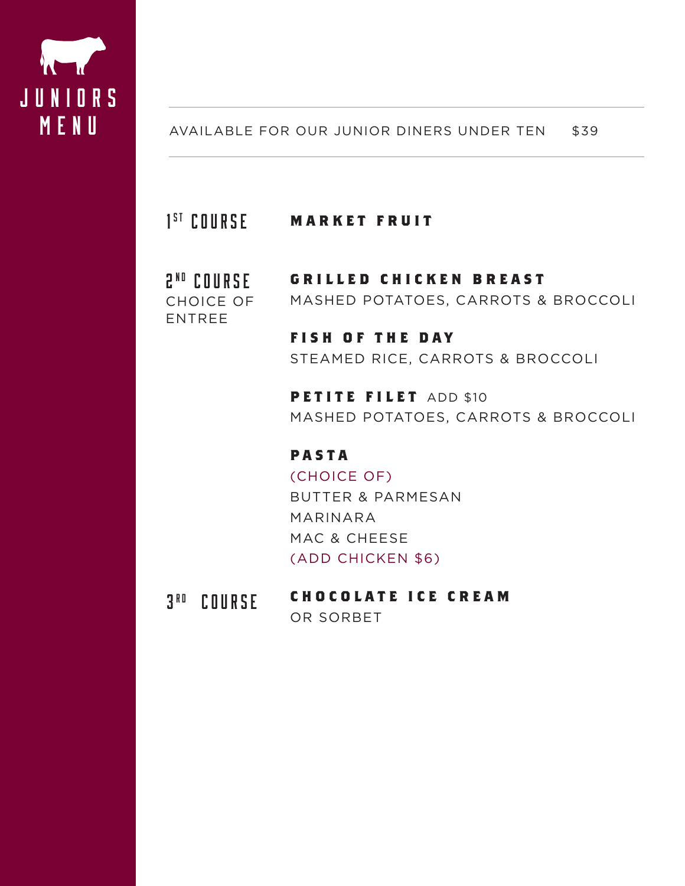# JUNIORS MENU

AVAILABLE FOR OUR JUNIOR DINERS UNDER TEN $39

## 1ST COURSE

**MARKET FRUIT**

## 2ND COURSE

CHOICE OF ENTREE

**GRILLED CHICKEN BREAST**
MASHED POTATOES, CARROTS & BROCCOLI

**FISH OF THE DAY**
STEAMED RICE, CARROTS & BROCCOLI

**PETITE FILET** ADD $10
MASHED POTATOES, CARROTS & BROCCOLI

**PASTA**
(CHOICE OF)
BUTTER & PARMESAN
MARINARA
MAC & CHEESE
(ADD CHICKEN $6)

## 3RD COURSE

**CHOCOLATE ICE CREAM**
OR SORBET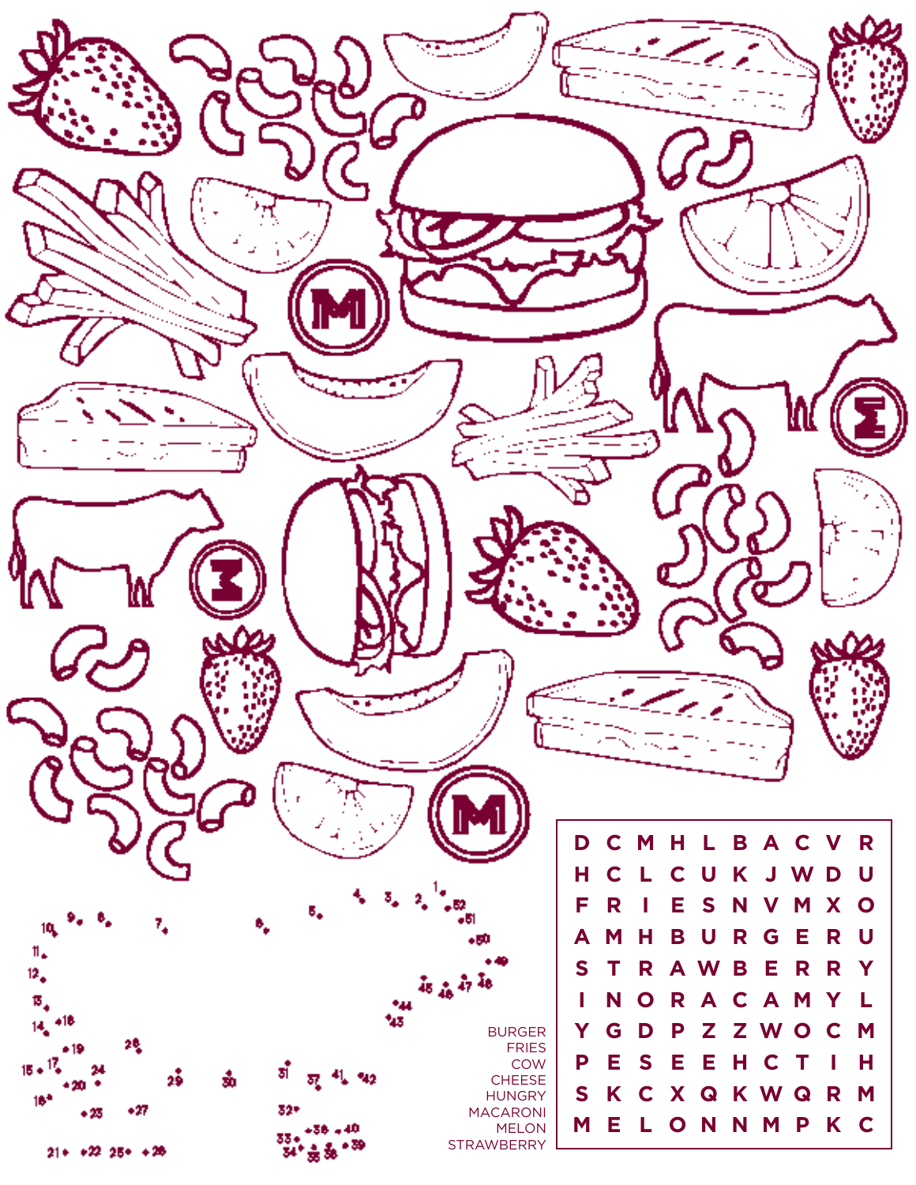BURGER
FRIES
COW
CHEESE
HUNGRY
MACARONI
MELON
STRAWBERRY

| | | | | | | | | | |
|---|---|---|---|---|---|---|---|---|---|
| D | C | M | H | L | B | A | C | V | R |
| H | C | L | C | U | K | J | W | D | U |
| F | R | I | E | S | N | V | M | X | O |
| A | M | H | B | U | R | G | E | R | U |
| S | T | R | A | W | B | E | R | R | Y |
| I | N | O | R | A | C | A | M | Y | L |
| Y | G | D | P | Z | Z | W | O | C | M |
| P | E | S | E | E | H | C | T | I | H |
| S | K | C | X | Q | K | W | Q | R | M |
| M | E | L | O | N | N | M | P | K | C |